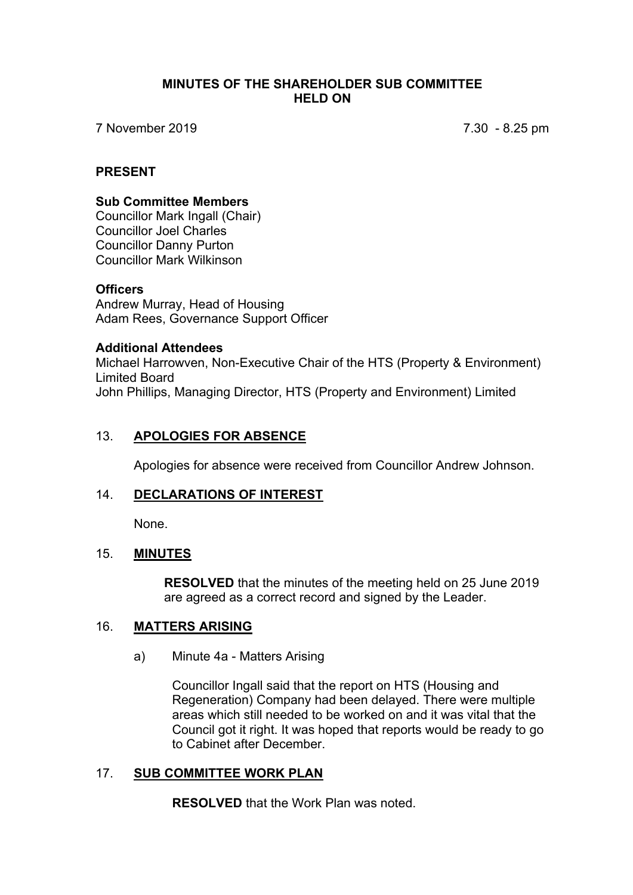# MINUTES OF THE SHAREHOLDER SUB COMMITTEE HELD ON

7 November 2019 7.30 - 8.25 pm

## PRESENT

**Sub Committee Members**
Councillor Mark Ingall (Chair)
Councillor Joel Charles
Councillor Danny Purton
Councillor Mark Wilkinson

**Officers**
Andrew Murray, Head of Housing
Adam Rees, Governance Support Officer

**Additional Attendees**
Michael Harrowven, Non-Executive Chair of the HTS (Property & Environment) Limited Board
John Phillips, Managing Director, HTS (Property and Environment) Limited

## 13. APOLOGIES FOR ABSENCE

Apologies for absence were received from Councillor Andrew Johnson.

## 14. DECLARATIONS OF INTEREST

None.

## 15. MINUTES

**RESOLVED** that the minutes of the meeting held on 25 June 2019 are agreed as a correct record and signed by the Leader.

## 16. MATTERS ARISING

a) Minute 4a - Matters Arising

Councillor Ingall said that the report on HTS (Housing and Regeneration) Company had been delayed. There were multiple areas which still needed to be worked on and it was vital that the Council got it right. It was hoped that reports would be ready to go to Cabinet after December.

## 17. SUB COMMITTEE WORK PLAN

**RESOLVED** that the Work Plan was noted.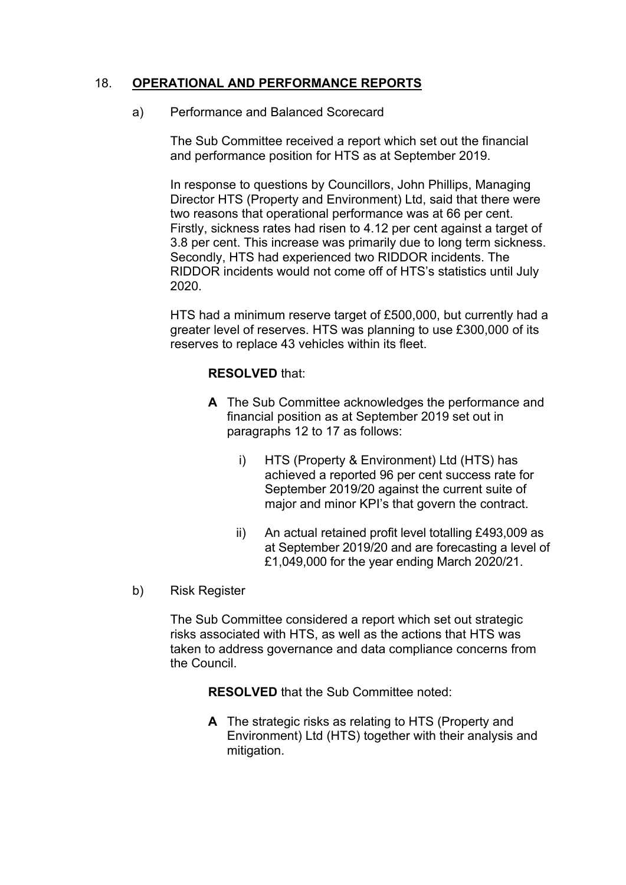## 18. **OPERATIONAL AND PERFORMANCE REPORTS**

a) Performance and Balanced Scorecard

The Sub Committee received a report which set out the financial and performance position for HTS as at September 2019.

In response to questions by Councillors, John Phillips, Managing Director HTS (Property and Environment) Ltd, said that there were two reasons that operational performance was at 66 per cent. Firstly, sickness rates had risen to 4.12 per cent against a target of 3.8 per cent. This increase was primarily due to long term sickness. Secondly, HTS had experienced two RIDDOR incidents. The RIDDOR incidents would not come off of HTS's statistics until July 2020.

HTS had a minimum reserve target of £500,000, but currently had a greater level of reserves. HTS was planning to use £300,000 of its reserves to replace 43 vehicles within its fleet.

**RESOLVED** that:

**A** The Sub Committee acknowledges the performance and financial position as at September 2019 set out in paragraphs 12 to 17 as follows:

i) HTS (Property & Environment) Ltd (HTS) has achieved a reported 96 per cent success rate for September 2019/20 against the current suite of major and minor KPI's that govern the contract.

ii) An actual retained profit level totalling £493,009 as at September 2019/20 and are forecasting a level of £1,049,000 for the year ending March 2020/21.

b) Risk Register

The Sub Committee considered a report which set out strategic risks associated with HTS, as well as the actions that HTS was taken to address governance and data compliance concerns from the Council.

**RESOLVED** that the Sub Committee noted:

**A** The strategic risks as relating to HTS (Property and Environment) Ltd (HTS) together with their analysis and mitigation.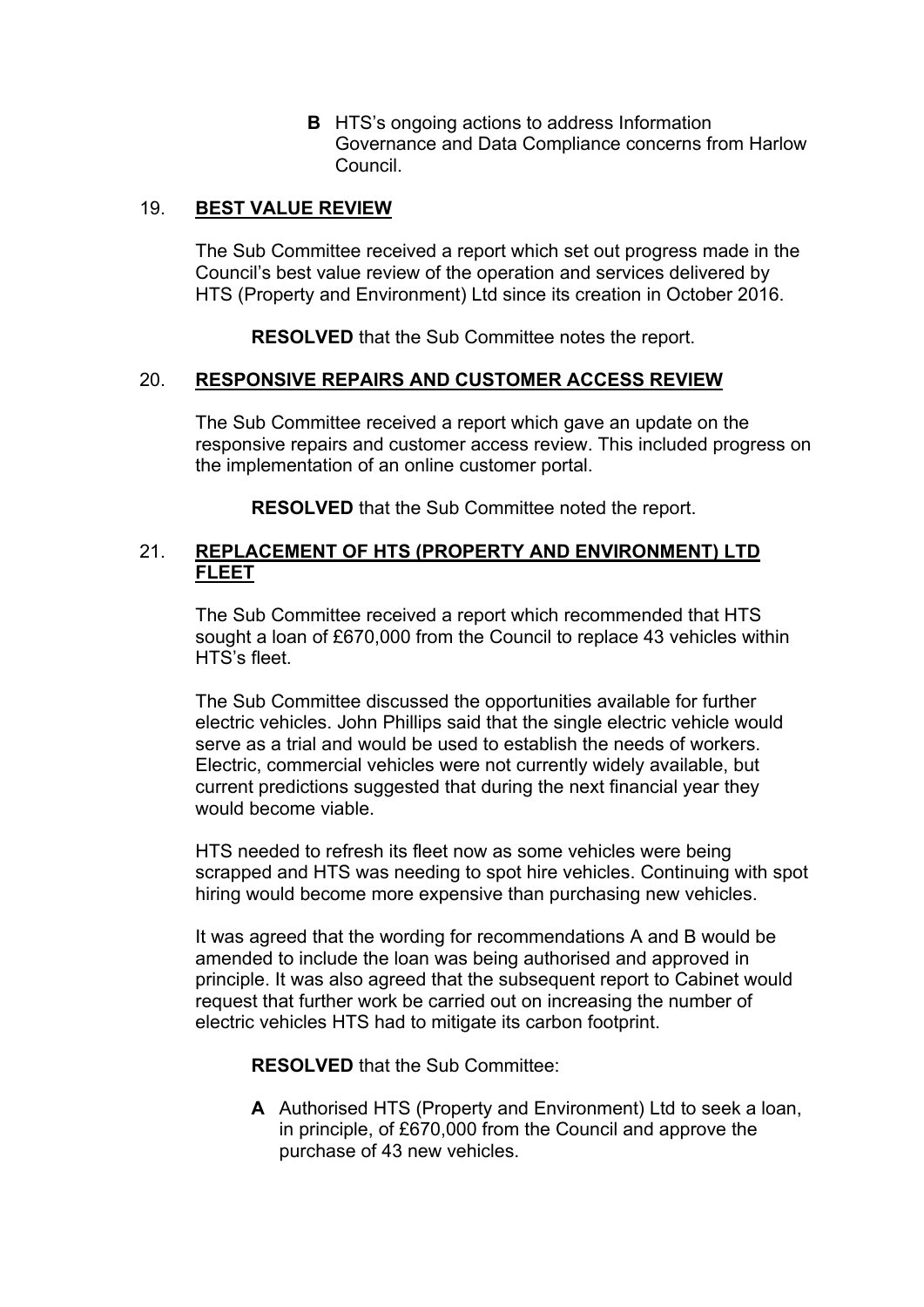**B** HTS's ongoing actions to address Information Governance and Data Compliance concerns from Harlow Council.

19. **BEST VALUE REVIEW**

The Sub Committee received a report which set out progress made in the Council's best value review of the operation and services delivered by HTS (Property and Environment) Ltd since its creation in October 2016.

**RESOLVED** that the Sub Committee notes the report.

20. **RESPONSIVE REPAIRS AND CUSTOMER ACCESS REVIEW**

The Sub Committee received a report which gave an update on the responsive repairs and customer access review. This included progress on the implementation of an online customer portal.

**RESOLVED** that the Sub Committee noted the report.

21. **REPLACEMENT OF HTS (PROPERTY AND ENVIRONMENT) LTD FLEET**

The Sub Committee received a report which recommended that HTS sought a loan of £670,000 from the Council to replace 43 vehicles within HTS's fleet.

The Sub Committee discussed the opportunities available for further electric vehicles. John Phillips said that the single electric vehicle would serve as a trial and would be used to establish the needs of workers. Electric, commercial vehicles were not currently widely available, but current predictions suggested that during the next financial year they would become viable.

HTS needed to refresh its fleet now as some vehicles were being scrapped and HTS was needing to spot hire vehicles. Continuing with spot hiring would become more expensive than purchasing new vehicles.

It was agreed that the wording for recommendations A and B would be amended to include the loan was being authorised and approved in principle. It was also agreed that the subsequent report to Cabinet would request that further work be carried out on increasing the number of electric vehicles HTS had to mitigate its carbon footprint.

**RESOLVED** that the Sub Committee:

**A** Authorised HTS (Property and Environment) Ltd to seek a loan, in principle, of £670,000 from the Council and approve the purchase of 43 new vehicles.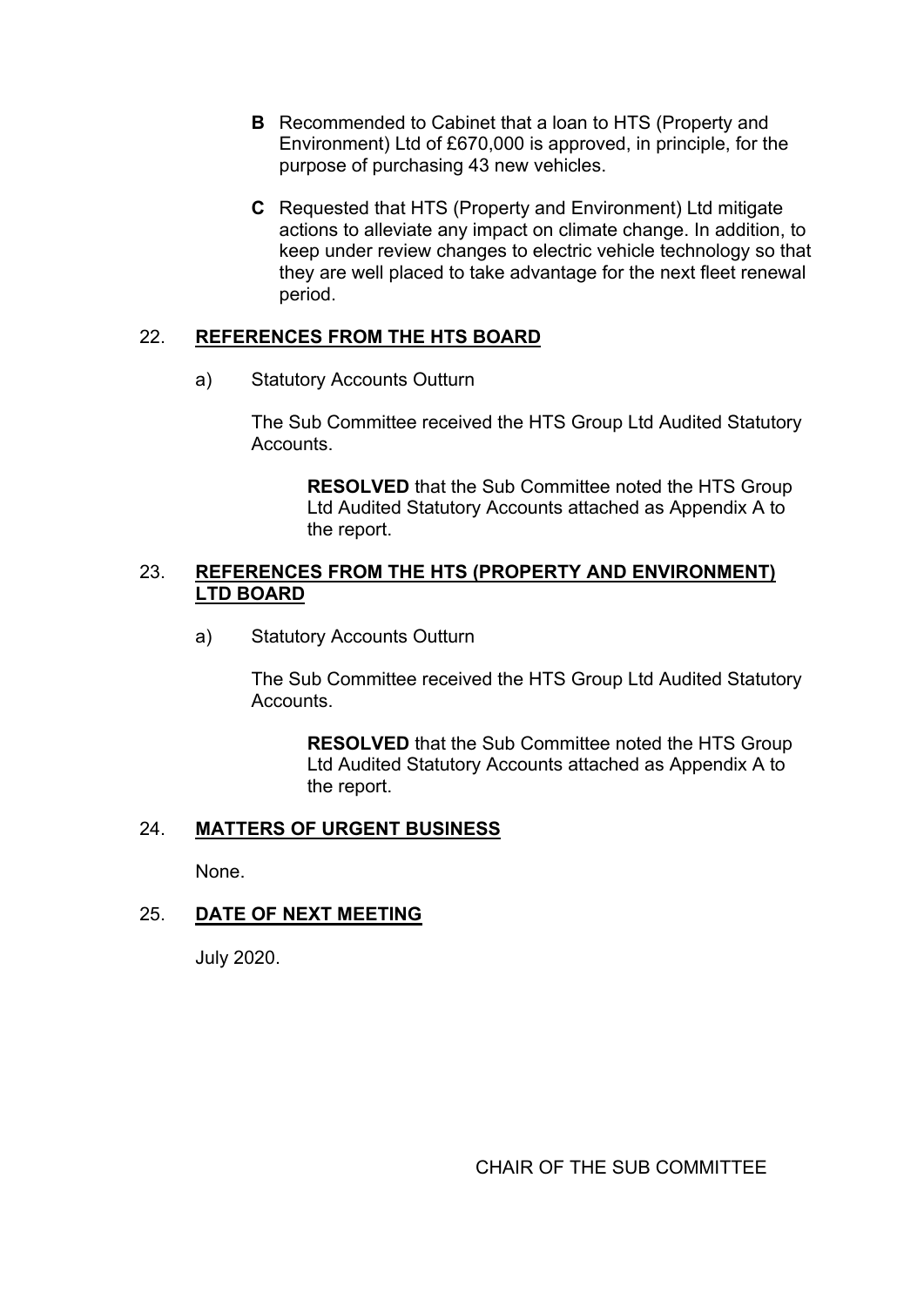**B** Recommended to Cabinet that a loan to HTS (Property and Environment) Ltd of £670,000 is approved, in principle, for the purpose of purchasing 43 new vehicles.

**C** Requested that HTS (Property and Environment) Ltd mitigate actions to alleviate any impact on climate change. In addition, to keep under review changes to electric vehicle technology so that they are well placed to take advantage for the next fleet renewal period.

## 22. REFERENCES FROM THE HTS BOARD

a) Statutory Accounts Outturn

The Sub Committee received the HTS Group Ltd Audited Statutory Accounts.

**RESOLVED** that the Sub Committee noted the HTS Group Ltd Audited Statutory Accounts attached as Appendix A to the report.

## 23. REFERENCES FROM THE HTS (PROPERTY AND ENVIRONMENT) LTD BOARD

a) Statutory Accounts Outturn

The Sub Committee received the HTS Group Ltd Audited Statutory Accounts.

**RESOLVED** that the Sub Committee noted the HTS Group Ltd Audited Statutory Accounts attached as Appendix A to the report.

## 24. MATTERS OF URGENT BUSINESS

None.

## 25. DATE OF NEXT MEETING

July 2020.

CHAIR OF THE SUB COMMITTEE